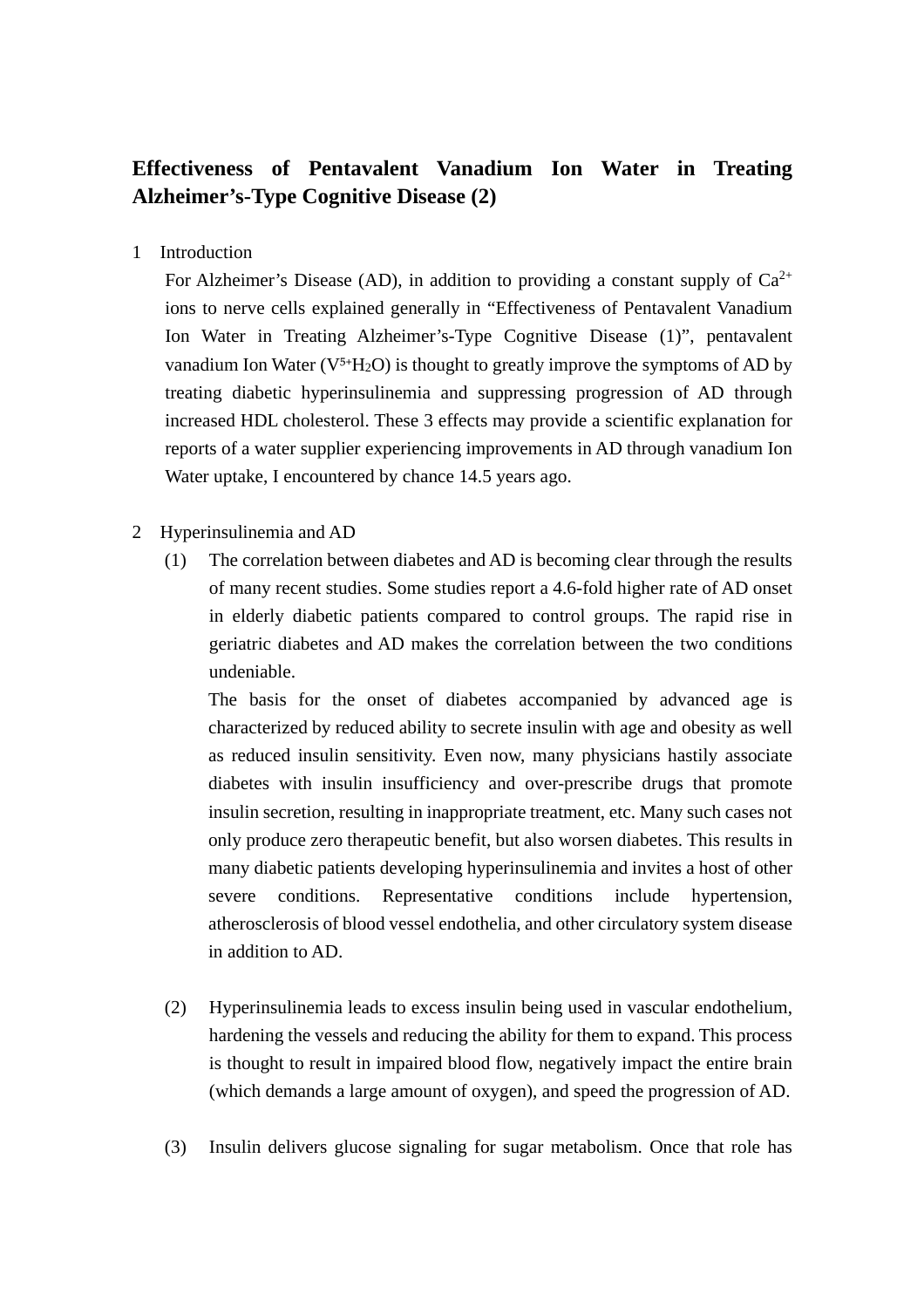# Effectiveness of Pentavalent Vanadium Ion Water in Treating Alzheimer's-Type Cognitive Disease (2)

## 1 Introduction

For Alzheimer's Disease (AD), in addition to providing a constant supply of $Ca^{2+}$ ions to nerve cells explained generally in "Effectiveness of Pentavalent Vanadium Ion Water in Treating Alzheimer's-Type Cognitive Disease (1)", pentavalent vanadium Ion Water ($V^{5+}H_2O$) is thought to greatly improve the symptoms of AD by treating diabetic hyperinsulinemia and suppressing progression of AD through increased HDL cholesterol. These 3 effects may provide a scientific explanation for reports of a water supplier experiencing improvements in AD through vanadium Ion Water uptake, I encountered by chance 14.5 years ago.

## 2 Hyperinsulinemia and AD

(1) The correlation between diabetes and AD is becoming clear through the results of many recent studies. Some studies report a 4.6-fold higher rate of AD onset in elderly diabetic patients compared to control groups. The rapid rise in geriatric diabetes and AD makes the correlation between the two conditions undeniable.

The basis for the onset of diabetes accompanied by advanced age is characterized by reduced ability to secrete insulin with age and obesity as well as reduced insulin sensitivity. Even now, many physicians hastily associate diabetes with insulin insufficiency and over-prescribe drugs that promote insulin secretion, resulting in inappropriate treatment, etc. Many such cases not only produce zero therapeutic benefit, but also worsen diabetes. This results in many diabetic patients developing hyperinsulinemia and invites a host of other severe conditions. Representative conditions include hypertension, atherosclerosis of blood vessel endothelia, and other circulatory system disease in addition to AD.

(2) Hyperinsulinemia leads to excess insulin being used in vascular endothelium, hardening the vessels and reducing the ability for them to expand. This process is thought to result in impaired blood flow, negatively impact the entire brain (which demands a large amount of oxygen), and speed the progression of AD.

(3) Insulin delivers glucose signaling for sugar metabolism. Once that role has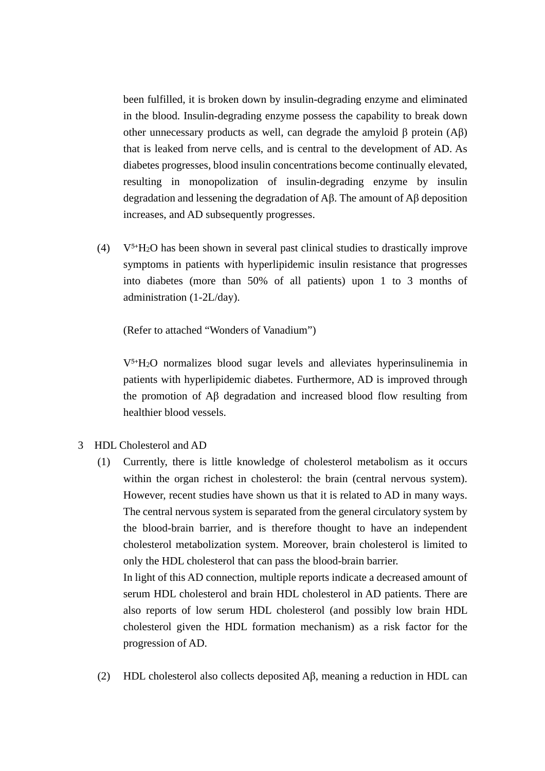been fulfilled, it is broken down by insulin-degrading enzyme and eliminated in the blood. Insulin-degrading enzyme possess the capability to break down other unnecessary products as well, can degrade the amyloid β protein (Aβ) that is leaked from nerve cells, and is central to the development of AD. As diabetes progresses, blood insulin concentrations become continually elevated, resulting in monopolization of insulin-degrading enzyme by insulin degradation and lessening the degradation of Aβ. The amount of Aβ deposition increases, and AD subsequently progresses.

(4) $V^{5+}H_2O$ has been shown in several past clinical studies to drastically improve symptoms in patients with hyperlipidemic insulin resistance that progresses into diabetes (more than 50% of all patients) upon 1 to 3 months of administration (1-2L/day).

(Refer to attached "Wonders of Vanadium")

$V^{5+}H_2O$ normalizes blood sugar levels and alleviates hyperinsulinemia in patients with hyperlipidemic diabetes. Furthermore, AD is improved through the promotion of Aβ degradation and increased blood flow resulting from healthier blood vessels.

3 HDL Cholesterol and AD

(1) Currently, there is little knowledge of cholesterol metabolism as it occurs within the organ richest in cholesterol: the brain (central nervous system). However, recent studies have shown us that it is related to AD in many ways. The central nervous system is separated from the general circulatory system by the blood-brain barrier, and is therefore thought to have an independent cholesterol metabolization system. Moreover, brain cholesterol is limited to only the HDL cholesterol that can pass the blood-brain barrier.
In light of this AD connection, multiple reports indicate a decreased amount of serum HDL cholesterol and brain HDL cholesterol in AD patients. There are also reports of low serum HDL cholesterol (and possibly low brain HDL cholesterol given the HDL formation mechanism) as a risk factor for the progression of AD.

(2) HDL cholesterol also collects deposited Aβ, meaning a reduction in HDL can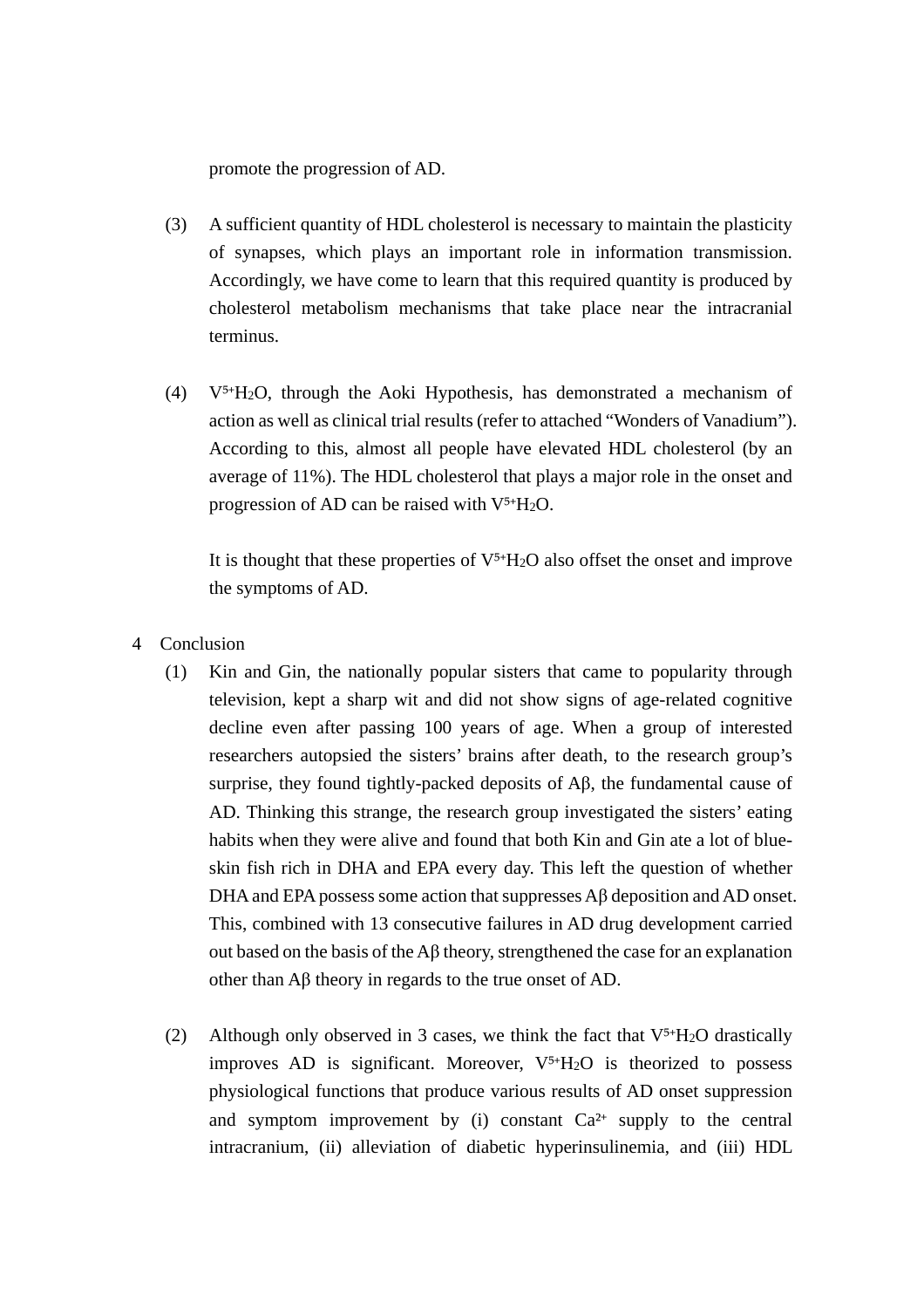promote the progression of AD.

(3) A sufficient quantity of HDL cholesterol is necessary to maintain the plasticity of synapses, which plays an important role in information transmission. Accordingly, we have come to learn that this required quantity is produced by cholesterol metabolism mechanisms that take place near the intracranial terminus.

(4) $V^{5+}H_2O$, through the Aoki Hypothesis, has demonstrated a mechanism of action as well as clinical trial results (refer to attached "Wonders of Vanadium"). According to this, almost all people have elevated HDL cholesterol (by an average of 11%). The HDL cholesterol that plays a major role in the onset and progression of AD can be raised with $V^{5+}H_2O$.

It is thought that these properties of $V^{5+}H_2O$ also offset the onset and improve the symptoms of AD.

4 Conclusion

(1) Kin and Gin, the nationally popular sisters that came to popularity through television, kept a sharp wit and did not show signs of age-related cognitive decline even after passing 100 years of age. When a group of interested researchers autopsied the sisters' brains after death, to the research group's surprise, they found tightly-packed deposits of Aβ, the fundamental cause of AD. Thinking this strange, the research group investigated the sisters' eating habits when they were alive and found that both Kin and Gin ate a lot of blue-skin fish rich in DHA and EPA every day. This left the question of whether DHA and EPA possess some action that suppresses Aβ deposition and AD onset. This, combined with 13 consecutive failures in AD drug development carried out based on the basis of the Aβ theory, strengthened the case for an explanation other than Aβ theory in regards to the true onset of AD.

(2) Although only observed in 3 cases, we think the fact that $V^{5+}H_2O$ drastically improves AD is significant. Moreover, $V^{5+}H_2O$ is theorized to possess physiological functions that produce various results of AD onset suppression and symptom improvement by (i) constant $Ca^{2+}$ supply to the central intracranium, (ii) alleviation of diabetic hyperinsulinemia, and (iii) HDL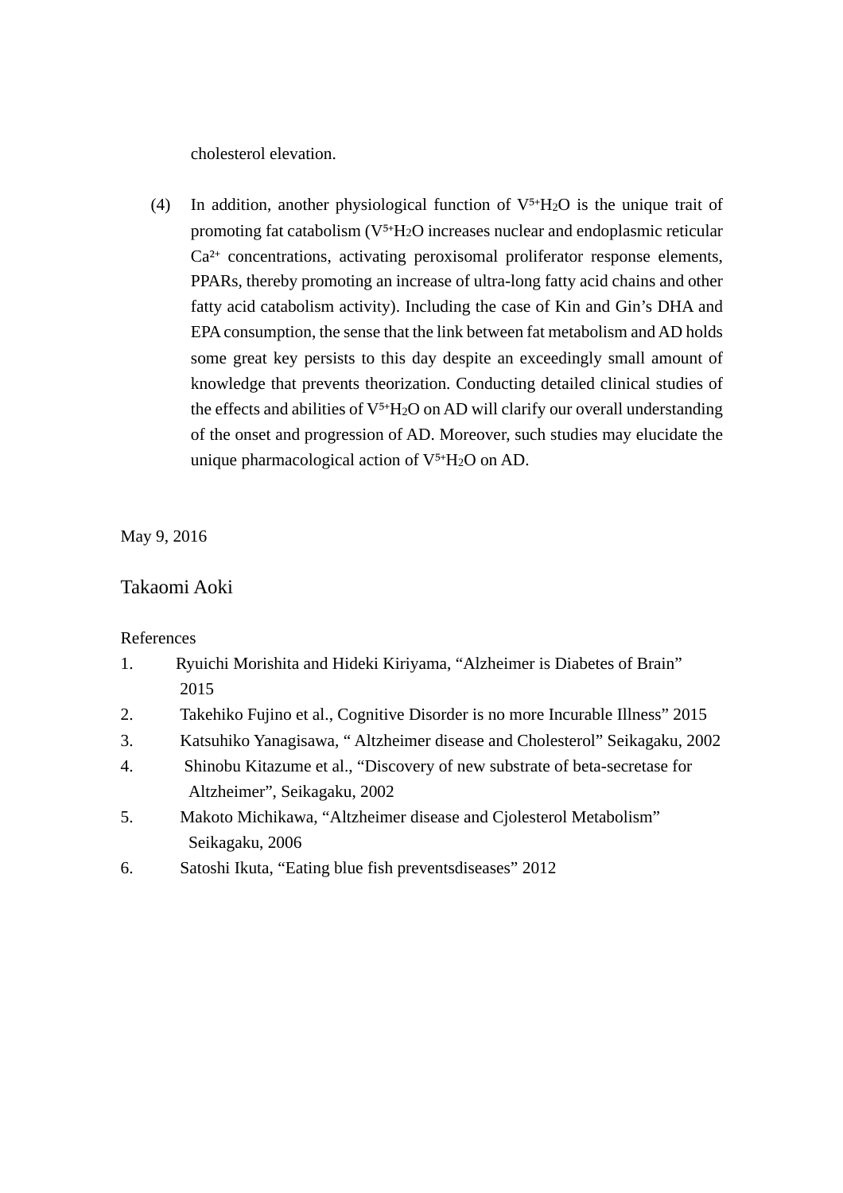cholesterol elevation.

(4) In addition, another physiological function of $V^{5+}H_2O$ is the unique trait of promoting fat catabolism ($V^{5+}H_2O$ increases nuclear and endoplasmic reticular $Ca^{2+}$ concentrations, activating peroxisomal proliferator response elements, PPARs, thereby promoting an increase of ultra-long fatty acid chains and other fatty acid catabolism activity). Including the case of Kin and Gin's DHA and EPA consumption, the sense that the link between fat metabolism and AD holds some great key persists to this day despite an exceedingly small amount of knowledge that prevents theorization. Conducting detailed clinical studies of the effects and abilities of $V^{5+}H_2O$ on AD will clarify our overall understanding of the onset and progression of AD. Moreover, such studies may elucidate the unique pharmacological action of $V^{5+}H_2O$ on AD.

May 9, 2016

Takaomi Aoki

References

1. Ryuichi Morishita and Hideki Kiriyama, "Alzheimer is Diabetes of Brain" 2015
2. Takehiko Fujino et al., Cognitive Disorder is no more Incurable Illness" 2015
3. Katsuhiko Yanagisawa, " Altzheimer disease and Cholesterol" Seikagaku, 2002
4. Shinobu Kitazume et al., "Discovery of new substrate of beta-secretase for Altzheimer", Seikagaku, 2002
5. Makoto Michikawa, "Altzheimer disease and Cjolesterol Metabolism" Seikagaku, 2006
6. Satoshi Ikuta, "Eating blue fish preventsdiseases" 2012